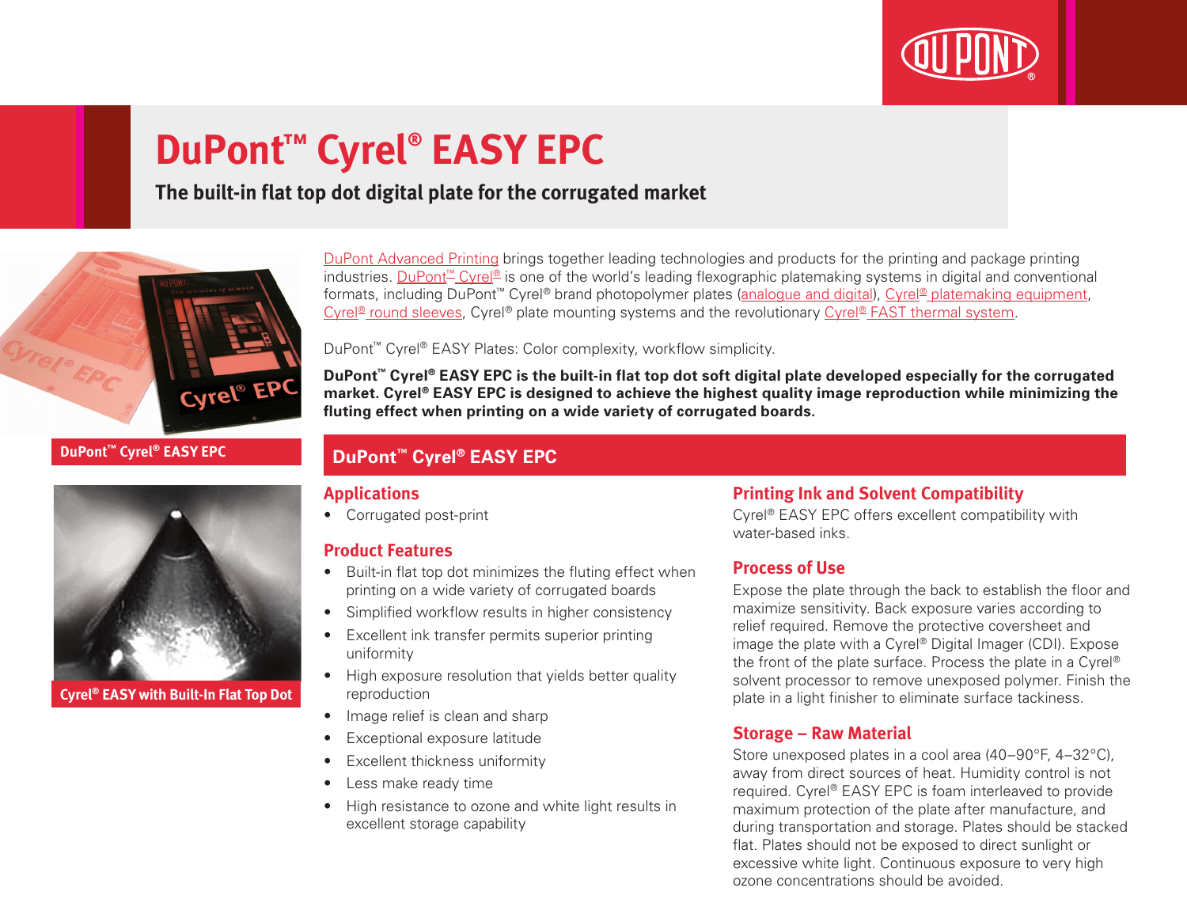# DuPont™ Cyrel® EASY EPC

**The built-in flat top dot digital plate for the corrugated market**

DuPont™ Cyrel® EASY EPC

Cyrel® EASY with Built-In Flat Top Dot

DuPont Advanced Printing brings together leading technologies and products for the printing and package printing industries. DuPont™ Cyrel® is one of the world's leading flexographic platemaking systems in digital and conventional formats, including DuPont™ Cyrel® brand photopolymer plates (analogue and digital), Cyrel® platemaking equipment, Cyrel® round sleeves, Cyrel® plate mounting systems and the revolutionary Cyrel® FAST thermal system.

DuPont™ Cyrel® EASY Plates: Color complexity, workflow simplicity.

**DuPont™ Cyrel® EASY EPC is the built-in flat top dot soft digital plate developed especially for the corrugated market. Cyrel® EASY EPC is designed to achieve the highest quality image reproduction while minimizing the fluting effect when printing on a wide variety of corrugated boards.**

## DuPont™ Cyrel® EASY EPC

### Applications

- Corrugated post-print

### Product Features

- Built-in flat top dot minimizes the fluting effect when printing on a wide variety of corrugated boards
- Simplified workflow results in higher consistency
- Excellent ink transfer permits superior printing uniformity
- High exposure resolution that yields better quality reproduction
- Image relief is clean and sharp
- Exceptional exposure latitude
- Excellent thickness uniformity
- Less make ready time
- High resistance to ozone and white light results in excellent storage capability

### Printing Ink and Solvent Compatibility

Cyrel® EASY EPC offers excellent compatibility with water-based inks.

### Process of Use

Expose the plate through the back to establish the floor and maximize sensitivity. Back exposure varies according to relief required. Remove the protective coversheet and image the plate with a Cyrel® Digital Imager (CDI). Expose the front of the plate surface. Process the plate in a Cyrel® solvent processor to remove unexposed polymer. Finish the plate in a light finisher to eliminate surface tackiness.

### Storage – Raw Material

Store unexposed plates in a cool area (40–90°F, 4–32°C), away from direct sources of heat. Humidity control is not required. Cyrel® EASY EPC is foam interleaved to provide maximum protection of the plate after manufacture, and during transportation and storage. Plates should be stacked flat. Plates should not be exposed to direct sunlight or excessive white light. Continuous exposure to very high ozone concentrations should be avoided.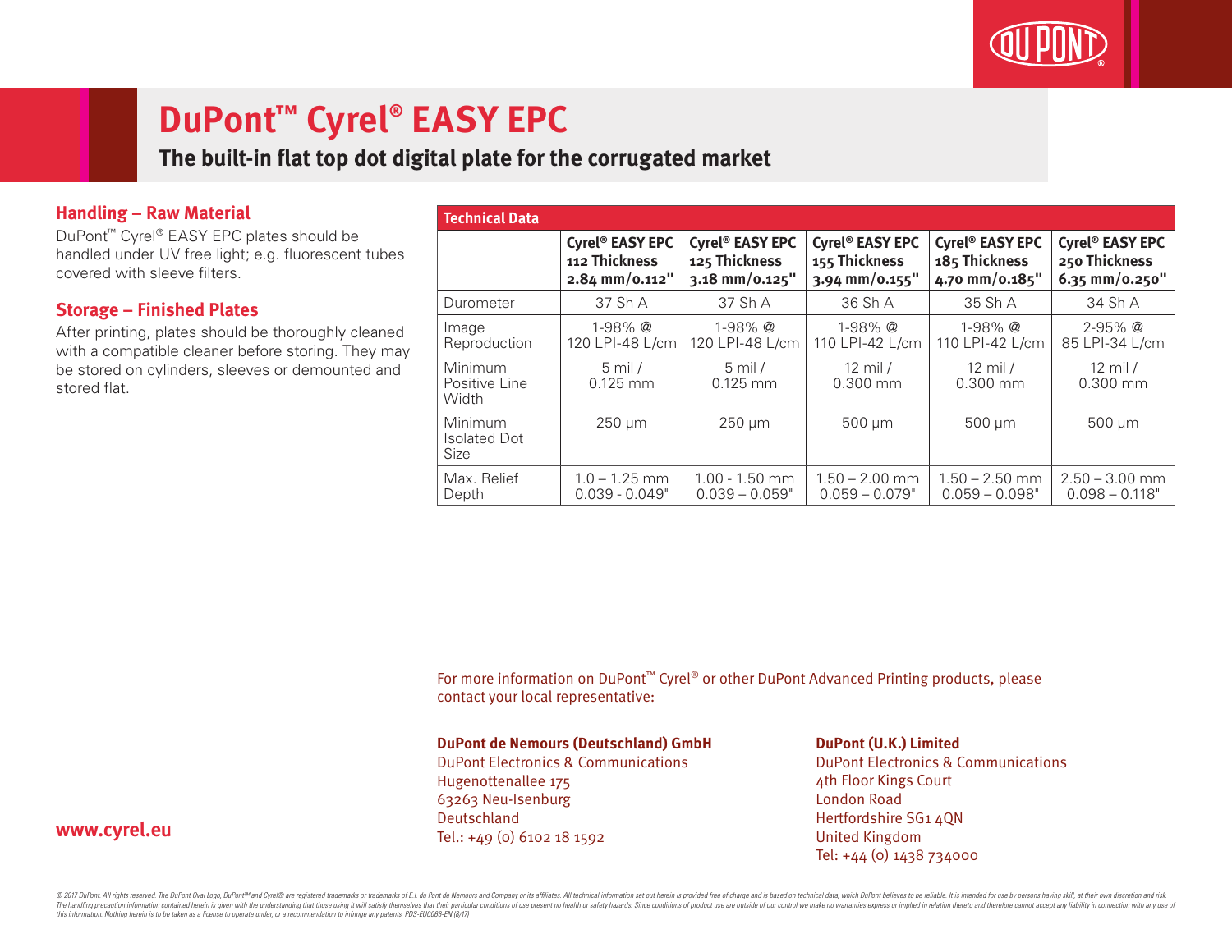# DuPont™ Cyrel® EASY EPC

## The built-in flat top dot digital plate for the corrugated market

### Handling – Raw Material

DuPont™ Cyrel® EASY EPC plates should be handled under UV free light; e.g. fluorescent tubes covered with sleeve filters.

### Storage – Finished Plates

After printing, plates should be thoroughly cleaned with a compatible cleaner before storing. They may be stored on cylinders, sleeves or demounted and stored flat.

**Technical Data**

| | Cyrel® EASY EPC 112 Thickness 2.84 mm/0.112" | Cyrel® EASY EPC 125 Thickness 3.18 mm/0.125" | Cyrel® EASY EPC 155 Thickness 3.94 mm/0.155" | Cyrel® EASY EPC 185 Thickness 4.70 mm/0.185" | Cyrel® EASY EPC 250 Thickness 6.35 mm/0.250" |
|---|---|---|---|---|---|
| Durometer | 37 Sh A | 37 Sh A | 36 Sh A | 35 Sh A | 34 Sh A |
| Image Reproduction | 1-98% @ 120 LPI-48 L/cm | 1-98% @ 120 LPI-48 L/cm | 1-98% @ 110 LPI-42 L/cm | 1-98% @ 110 LPI-42 L/cm | 2-95% @ 85 LPI-34 L/cm |
| Minimum Positive Line Width | 5 mil / 0.125 mm | 5 mil / 0.125 mm | 12 mil / 0.300 mm | 12 mil / 0.300 mm | 12 mil / 0.300 mm |
| Minimum Isolated Dot Size | 250 µm | 250 µm | 500 µm | 500 µm | 500 µm |
| Max. Relief Depth | 1.0 – 1.25 mm 0.039 - 0.049" | 1.00 - 1.50 mm 0.039 – 0.059" | 1.50 – 2.00 mm 0.059 – 0.079" | 1.50 – 2.50 mm 0.059 – 0.098" | 2.50 – 3.00 mm 0.098 – 0.118" |

For more information on DuPont™ Cyrel® or other DuPont Advanced Printing products, please contact your local representative:

**DuPont de Nemours (Deutschland) GmbH**
DuPont Electronics & Communications
Hugenottenallee 175
63263 Neu-Isenburg
Deutschland
Tel.: +49 (0) 6102 18 1592

**DuPont (U.K.) Limited**
DuPont Electronics & Communications
4th Floor Kings Court
London Road
Hertfordshire SG1 4QN
United Kingdom
Tel: +44 (0) 1438 734000

**www.cyrel.eu**

*© 2017 DuPont. All rights reserved. The DuPont Oval Logo, DuPont™ and Cyrel® are registered trademarks or trademarks of E.I. du Pont de Nemours and Company or its affiliates. All technical information set out herein is provided free of charge and is based on technical data, which DuPont believes to be reliable. It is intended for use by persons having skill, at their own discretion and risk. The handling precaution information contained herein is given with the understanding that those using it will satisfy themselves that their particular conditions of use present no health or safety hazards. Since conditions of product use are outside of our control we make no warranties express or implied in relation thereto and therefore cannot accept any liability in connection with any use of this information. Nothing herein is to be taken as a license to operate under, or a recommendation to infringe any patents. PDS-EU0066-EN (8/17)*